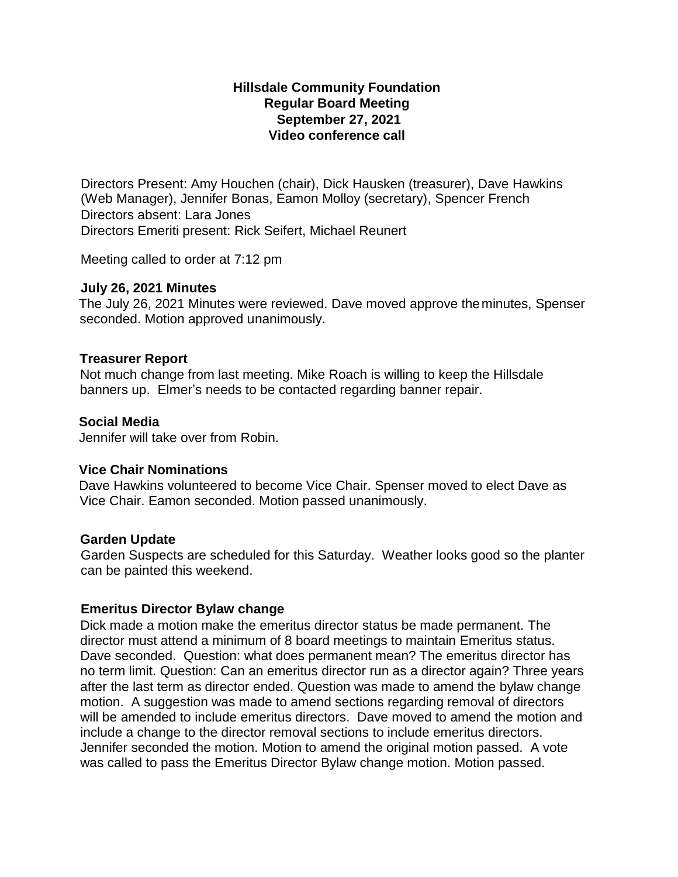# Hillsdale Community Foundation
## Regular Board Meeting
### September 27, 2021
### Video conference call

Directors Present: Amy Houchen (chair), Dick Hausken (treasurer), Dave Hawkins (Web Manager), Jennifer Bonas, Eamon Molloy (secretary), Spencer French
Directors absent: Lara Jones
Directors Emeriti present: Rick Seifert, Michael Reunert

Meeting called to order at 7:12 pm

**July 26, 2021 Minutes**

The July 26, 2021 Minutes were reviewed. Dave moved approve the minutes, Spenser seconded. Motion approved unanimously.

**Treasurer Report**

Not much change from last meeting. Mike Roach is willing to keep the Hillsdale banners up. Elmer's needs to be contacted regarding banner repair.

**Social Media**

Jennifer will take over from Robin.

**Vice Chair Nominations**

Dave Hawkins volunteered to become Vice Chair. Spenser moved to elect Dave as Vice Chair. Eamon seconded. Motion passed unanimously.

**Garden Update**

Garden Suspects are scheduled for this Saturday. Weather looks good so the planter can be painted this weekend.

**Emeritus Director Bylaw change**

Dick made a motion make the emeritus director status be made permanent. The director must attend a minimum of 8 board meetings to maintain Emeritus status. Dave seconded. Question: what does permanent mean? The emeritus director has no term limit. Question: Can an emeritus director run as a director again? Three years after the last term as director ended. Question was made to amend the bylaw change motion. A suggestion was made to amend sections regarding removal of directors will be amended to include emeritus directors. Dave moved to amend the motion and include a change to the director removal sections to include emeritus directors. Jennifer seconded the motion. Motion to amend the original motion passed. A vote was called to pass the Emeritus Director Bylaw change motion. Motion passed.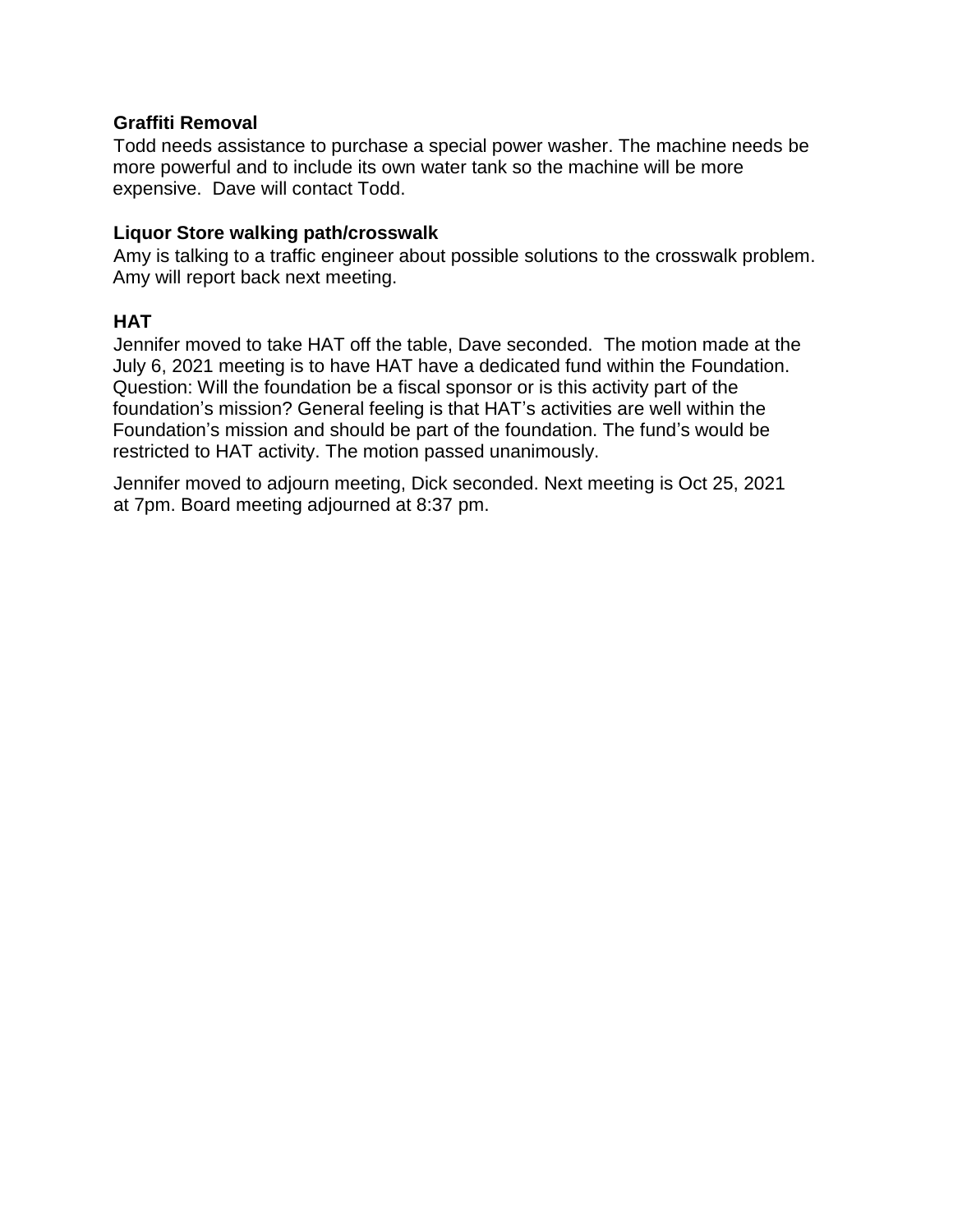**Graffiti Removal**

Todd needs assistance to purchase a special power washer. The machine needs be more powerful and to include its own water tank so the machine will be more expensive. Dave will contact Todd.

**Liquor Store walking path/crosswalk**

Amy is talking to a traffic engineer about possible solutions to the crosswalk problem. Amy will report back next meeting.

**HAT**

Jennifer moved to take HAT off the table, Dave seconded. The motion made at the July 6, 2021 meeting is to have HAT have a dedicated fund within the Foundation. Question: Will the foundation be a fiscal sponsor or is this activity part of the foundation's mission? General feeling is that HAT's activities are well within the Foundation's mission and should be part of the foundation. The fund's would be restricted to HAT activity. The motion passed unanimously.

Jennifer moved to adjourn meeting, Dick seconded. Next meeting is Oct 25, 2021 at 7pm. Board meeting adjourned at 8:37 pm.